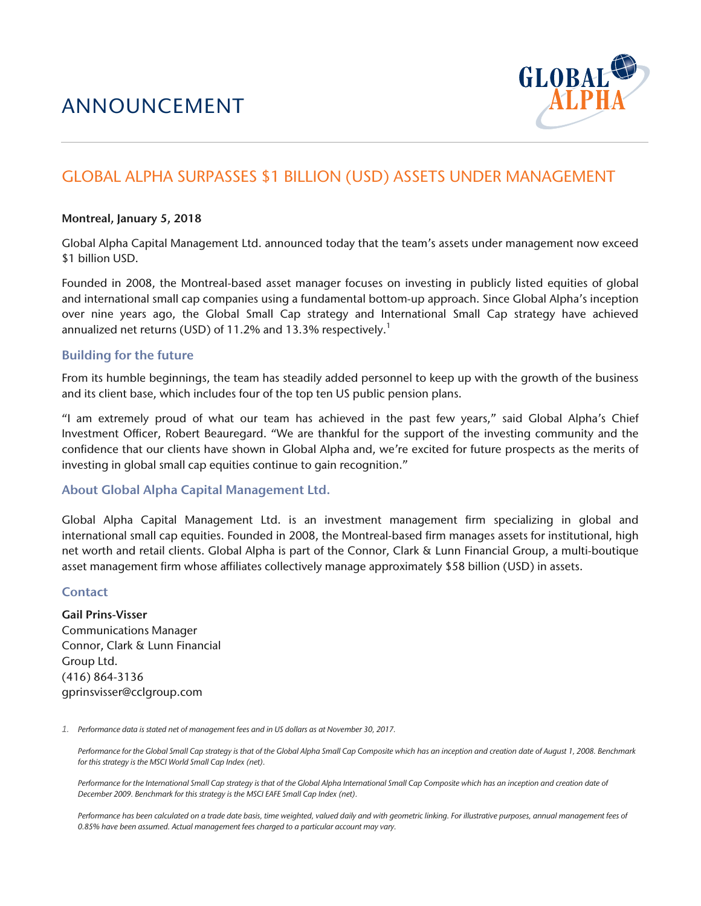# ANNOUNCEMENT

GLOBAL ALPHA

## GLOBAL ALPHA SURPASSES $1 BILLION (USD) ASSETS UNDER MANAGEMENT

**Montreal, January 5, 2018**

Global Alpha Capital Management Ltd. announced today that the team's assets under management now exceed $1 billion USD.

Founded in 2008, the Montreal-based asset manager focuses on investing in publicly listed equities of global and international small cap companies using a fundamental bottom-up approach. Since Global Alpha's inception over nine years ago, the Global Small Cap strategy and International Small Cap strategy have achieved annualized net returns (USD) of 11.2% and 13.3% respectively.[1]

### Building for the future

From its humble beginnings, the team has steadily added personnel to keep up with the growth of the business and its client base, which includes four of the top ten US public pension plans.

"I am extremely proud of what our team has achieved in the past few years," said Global Alpha's Chief Investment Officer, Robert Beauregard. "We are thankful for the support of the investing community and the confidence that our clients have shown in Global Alpha and, we're excited for future prospects as the merits of investing in global small cap equities continue to gain recognition."

### About Global Alpha Capital Management Ltd.

Global Alpha Capital Management Ltd. is an investment management firm specializing in global and international small cap equities. Founded in 2008, the Montreal-based firm manages assets for institutional, high net worth and retail clients. Global Alpha is part of the Connor, Clark & Lunn Financial Group, a multi-boutique asset management firm whose affiliates collectively manage approximately $58 billion (USD) in assets.

### Contact

**Gail Prins-Visser**
Communications Manager
Connor, Clark & Lunn Financial Group Ltd.
(416) 864-3136
gprinsvisser@cclgroup.com

1. *Performance data is stated net of management fees and in US dollars as at November 30, 2017.*

   *Performance for the Global Small Cap strategy is that of the Global Alpha Small Cap Composite which has an inception and creation date of August 1, 2008. Benchmark for this strategy is the MSCI World Small Cap Index (net).*

   *Performance for the International Small Cap strategy is that of the Global Alpha International Small Cap Composite which has an inception and creation date of December 2009. Benchmark for this strategy is the MSCI EAFE Small Cap Index (net).*

   *Performance has been calculated on a trade date basis, time weighted, valued daily and with geometric linking. For illustrative purposes, annual management fees of 0.85% have been assumed. Actual management fees charged to a particular account may vary.*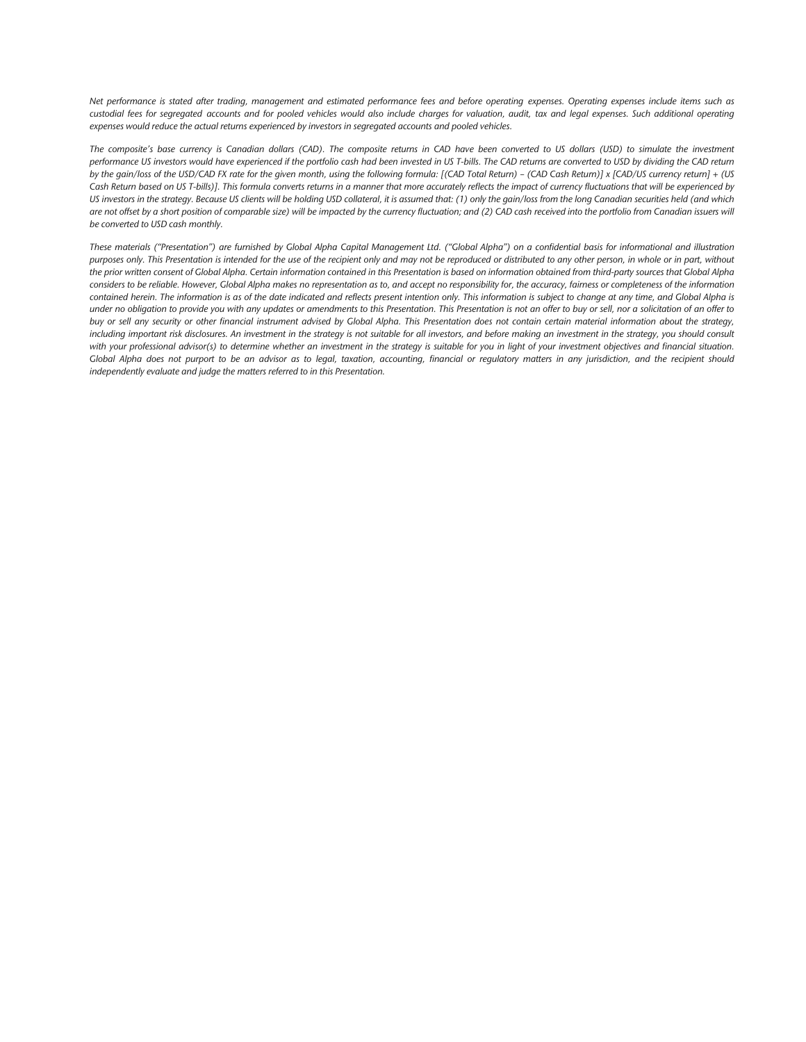*Net performance is stated after trading, management and estimated performance fees and before operating expenses. Operating expenses include items such as custodial fees for segregated accounts and for pooled vehicles would also include charges for valuation, audit, tax and legal expenses. Such additional operating expenses would reduce the actual returns experienced by investors in segregated accounts and pooled vehicles.*

*The composite's base currency is Canadian dollars (CAD). The composite returns in CAD have been converted to US dollars (USD) to simulate the investment performance US investors would have experienced if the portfolio cash had been invested in US T-bills. The CAD returns are converted to USD by dividing the CAD return by the gain/loss of the USD/CAD FX rate for the given month, using the following formula: [(CAD Total Return) – (CAD Cash Return)] x [CAD/US currency return] + (US Cash Return based on US T-bills)]. This formula converts returns in a manner that more accurately reflects the impact of currency fluctuations that will be experienced by US investors in the strategy. Because US clients will be holding USD collateral, it is assumed that: (1) only the gain/loss from the long Canadian securities held (and which are not offset by a short position of comparable size) will be impacted by the currency fluctuation; and (2) CAD cash received into the portfolio from Canadian issuers will be converted to USD cash monthly.*

*These materials ("Presentation") are furnished by Global Alpha Capital Management Ltd. ("Global Alpha") on a confidential basis for informational and illustration purposes only. This Presentation is intended for the use of the recipient only and may not be reproduced or distributed to any other person, in whole or in part, without the prior written consent of Global Alpha. Certain information contained in this Presentation is based on information obtained from third-party sources that Global Alpha considers to be reliable. However, Global Alpha makes no representation as to, and accept no responsibility for, the accuracy, fairness or completeness of the information contained herein. The information is as of the date indicated and reflects present intention only. This information is subject to change at any time, and Global Alpha is under no obligation to provide you with any updates or amendments to this Presentation. This Presentation is not an offer to buy or sell, nor a solicitation of an offer to buy or sell any security or other financial instrument advised by Global Alpha. This Presentation does not contain certain material information about the strategy, including important risk disclosures. An investment in the strategy is not suitable for all investors, and before making an investment in the strategy, you should consult with your professional advisor(s) to determine whether an investment in the strategy is suitable for you in light of your investment objectives and financial situation. Global Alpha does not purport to be an advisor as to legal, taxation, accounting, financial or regulatory matters in any jurisdiction, and the recipient should independently evaluate and judge the matters referred to in this Presentation.*